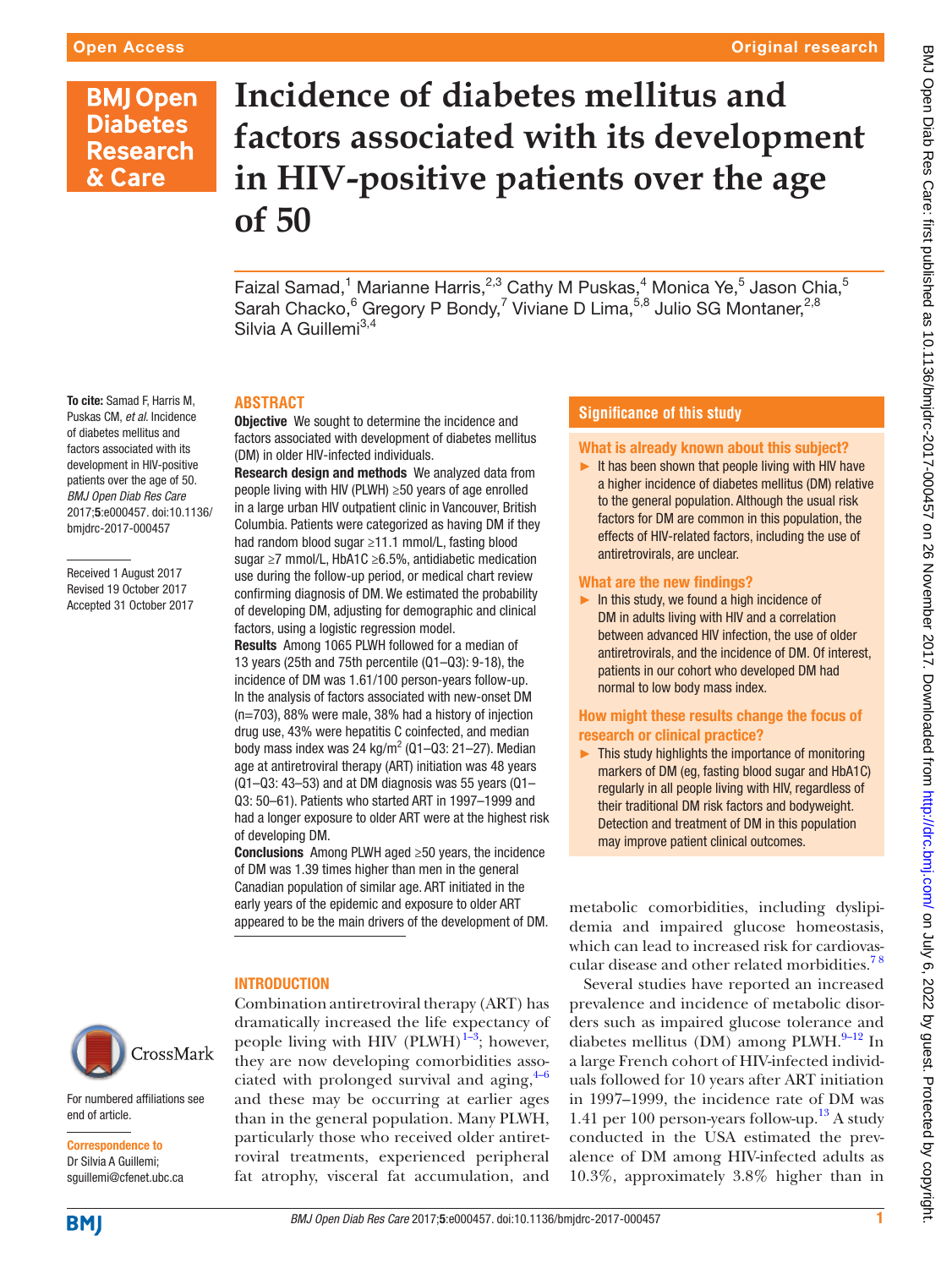# Incidence of diabetes mellitus and factors associated with its development in HIV-positive patients over the age of 50

Faizal Samad,[1] Marianne Harris,[2,3] Cathy M Puskas,[4] Monica Ye,[5] Jason Chia,[5] Sarah Chacko,[6] Gregory P Bondy,[7] Viviane D Lima,[5,8] Julio SG Montaner,[2,8] Silvia A Guillemi[3,4]

**To cite:** Samad F, Harris M, Puskas CM, *et al*. Incidence of diabetes mellitus and factors associated with its development in HIV-positive patients over the age of 50. *BMJ Open Diab Res Care* 2017;**5**:e000457. doi:10.1136/bmjdrc-2017-000457

Received 1 August 2017
Revised 19 October 2017
Accepted 31 October 2017

## ABSTRACT

**Objective** We sought to determine the incidence and factors associated with development of diabetes mellitus (DM) in older HIV-infected individuals.

**Research design and methods** We analyzed data from people living with HIV (PLWH) ≥50 years of age enrolled in a large urban HIV outpatient clinic in Vancouver, British Columbia. Patients were categorized as having DM if they had random blood sugar ≥11.1 mmol/L, fasting blood sugar ≥7 mmol/L, HbA1C ≥6.5%, antidiabetic medication use during the follow-up period, or medical chart review confirming diagnosis of DM. We estimated the probability of developing DM, adjusting for demographic and clinical factors, using a logistic regression model.

**Results** Among 1065 PLWH followed for a median of 13 years (25th and 75th percentile (Q1–Q3): 9-18), the incidence of DM was 1.61/100 person-years follow-up. In the analysis of factors associated with new-onset DM (n=703), 88% were male, 38% had a history of injection drug use, 43% were hepatitis C coinfected, and median body mass index was 24 kg/m$^2$ (Q1–Q3: 21–27). Median age at antiretroviral therapy (ART) initiation was 48 years (Q1–Q3: 43–53) and at DM diagnosis was 55 years (Q1–Q3: 50–61). Patients who started ART in 1997–1999 and had a longer exposure to older ART were at the highest risk of developing DM.

**Conclusions** Among PLWH aged ≥50 years, the incidence of DM was 1.39 times higher than men in the general Canadian population of similar age. ART initiated in the early years of the epidemic and exposure to older ART appeared to be the main drivers of the development of DM.

## Significance of this study

### What is already known about this subject?

- It has been shown that people living with HIV have a higher incidence of diabetes mellitus (DM) relative to the general population. Although the usual risk factors for DM are common in this population, the effects of HIV-related factors, including the use of antiretrovirals, are unclear.

### What are the new findings?

- In this study, we found a high incidence of DM in adults living with HIV and a correlation between advanced HIV infection, the use of older antiretrovirals, and the incidence of DM. Of interest, patients in our cohort who developed DM had normal to low body mass index.

### How might these results change the focus of research or clinical practice?

- This study highlights the importance of monitoring markers of DM (eg, fasting blood sugar and HbA1C) regularly in all people living with HIV, regardless of their traditional DM risk factors and bodyweight. Detection and treatment of DM in this population may improve patient clinical outcomes.

## INTRODUCTION

Combination antiretroviral therapy (ART) has dramatically increased the life expectancy of people living with HIV (PLWH)[1–3]; however, they are now developing comorbidities associated with prolonged survival and aging,[4–6] and these may be occurring at earlier ages than in the general population. Many PLWH, particularly those who received older antiretroviral treatments, experienced peripheral fat atrophy, visceral fat accumulation, and metabolic comorbidities, including dyslipidemia and impaired glucose homeostasis, which can lead to increased risk for cardiovascular disease and other related morbidities.[7 8]

Several studies have reported an increased prevalence and incidence of metabolic disorders such as impaired glucose tolerance and diabetes mellitus (DM) among PLWH.[9–12] In a large French cohort of HIV-infected individuals followed for 10 years after ART initiation in 1997–1999, the incidence rate of DM was 1.41 per 100 person-years follow-up.[13] A study conducted in the USA estimated the prevalence of DM among HIV-infected adults as 10.3%, approximately 3.8% higher than in

For numbered affiliations see end of article.

**Correspondence to**
Dr Silvia A Guillemi;
sguillemi@cfenet.ubc.ca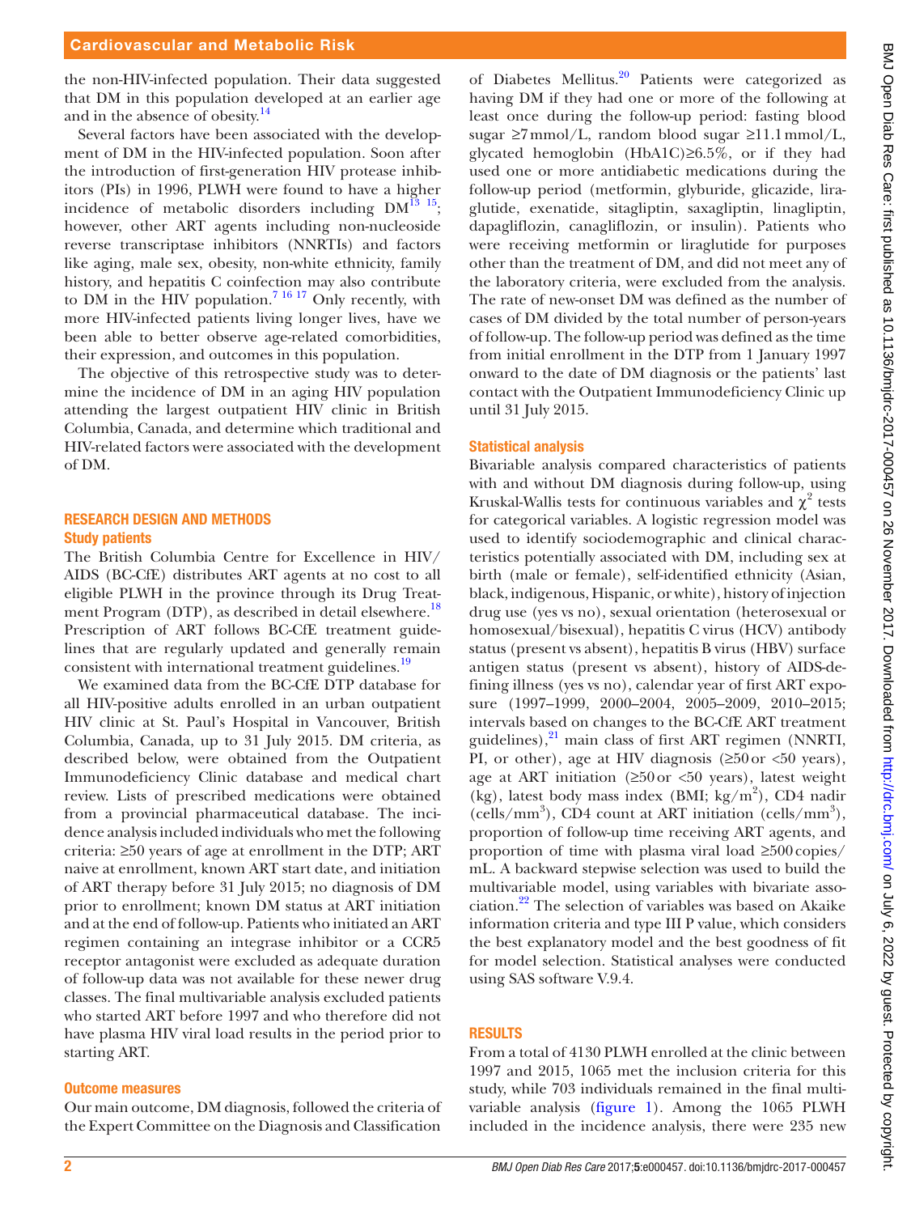the non-HIV-infected population. Their data suggested that DM in this population developed at an earlier age and in the absence of obesity.[14]

Several factors have been associated with the development of DM in the HIV-infected population. Soon after the introduction of first-generation HIV protease inhibitors (PIs) in 1996, PLWH were found to have a higher incidence of metabolic disorders including DM[13 15]; however, other ART agents including non-nucleoside reverse transcriptase inhibitors (NNRTIs) and factors like aging, male sex, obesity, non-white ethnicity, family history, and hepatitis C coinfection may also contribute to DM in the HIV population.[7 16 17] Only recently, with more HIV-infected patients living longer lives, have we been able to better observe age-related comorbidities, their expression, and outcomes in this population.

The objective of this retrospective study was to determine the incidence of DM in an aging HIV population attending the largest outpatient HIV clinic in British Columbia, Canada, and determine which traditional and HIV-related factors were associated with the development of DM.

## RESEARCH DESIGN AND METHODS

### Study patients

The British Columbia Centre for Excellence in HIV/AIDS (BC-CfE) distributes ART agents at no cost to all eligible PLWH in the province through its Drug Treatment Program (DTP), as described in detail elsewhere.[18] Prescription of ART follows BC-CfE treatment guidelines that are regularly updated and generally remain consistent with international treatment guidelines.[19]

We examined data from the BC-CfE DTP database for all HIV-positive adults enrolled in an urban outpatient HIV clinic at St. Paul's Hospital in Vancouver, British Columbia, Canada, up to 31 July 2015. DM criteria, as described below, were obtained from the Outpatient Immunodeficiency Clinic database and medical chart review. Lists of prescribed medications were obtained from a provincial pharmaceutical database. The incidence analysis included individuals who met the following criteria: ≥50 years of age at enrollment in the DTP; ART naive at enrollment, known ART start date, and initiation of ART therapy before 31 July 2015; no diagnosis of DM prior to enrollment; known DM status at ART initiation and at the end of follow-up. Patients who initiated an ART regimen containing an integrase inhibitor or a CCR5 receptor antagonist were excluded as adequate duration of follow-up data was not available for these newer drug classes. The final multivariable analysis excluded patients who started ART before 1997 and who therefore did not have plasma HIV viral load results in the period prior to starting ART.

### Outcome measures

Our main outcome, DM diagnosis, followed the criteria of the Expert Committee on the Diagnosis and Classification of Diabetes Mellitus.[20] Patients were categorized as having DM if they had one or more of the following at least once during the follow-up period: fasting blood sugar ≥7 mmol/L, random blood sugar ≥11.1 mmol/L, glycated hemoglobin (HbA1C)≥6.5%, or if they had used one or more antidiabetic medications during the follow-up period (metformin, glyburide, glicazide, liraglutide, exenatide, sitagliptin, saxagliptin, linagliptin, dapagliflozin, canagliflozin, or insulin). Patients who were receiving metformin or liraglutide for purposes other than the treatment of DM, and did not meet any of the laboratory criteria, were excluded from the analysis. The rate of new-onset DM was defined as the number of cases of DM divided by the total number of person-years of follow-up. The follow-up period was defined as the time from initial enrollment in the DTP from 1 January 1997 onward to the date of DM diagnosis or the patients' last contact with the Outpatient Immunodeficiency Clinic up until 31 July 2015.

### Statistical analysis

Bivariable analysis compared characteristics of patients with and without DM diagnosis during follow-up, using Kruskal-Wallis tests for continuous variables and $\chi^2$ tests for categorical variables. A logistic regression model was used to identify sociodemographic and clinical characteristics potentially associated with DM, including sex at birth (male or female), self-identified ethnicity (Asian, black, indigenous, Hispanic, or white), history of injection drug use (yes vs no), sexual orientation (heterosexual or homosexual/bisexual), hepatitis C virus (HCV) antibody status (present vs absent), hepatitis B virus (HBV) surface antigen status (present vs absent), history of AIDS-defining illness (yes vs no), calendar year of first ART exposure (1997–1999, 2000–2004, 2005–2009, 2010–2015; intervals based on changes to the BC-CfE ART treatment guidelines),[21] main class of first ART regimen (NNRTI, PI, or other), age at HIV diagnosis (≥50 or <50 years), age at ART initiation (≥50 or <50 years), latest weight (kg), latest body mass index (BMI; kg/m$^2$), CD4 nadir (cells/mm$^3$), CD4 count at ART initiation (cells/mm$^3$), proportion of follow-up time receiving ART agents, and proportion of time with plasma viral load ≥500 copies/mL. A backward stepwise selection was used to build the multivariable model, using variables with bivariate association.[22] The selection of variables was based on Akaike information criteria and type III P value, which considers the best explanatory model and the best goodness of fit for model selection. Statistical analyses were conducted using SAS software V.9.4.

## RESULTS

From a total of 4130 PLWH enrolled at the clinic between 1997 and 2015, 1065 met the inclusion criteria for this study, while 703 individuals remained in the final multivariable analysis (figure 1). Among the 1065 PLWH included in the incidence analysis, there were 235 new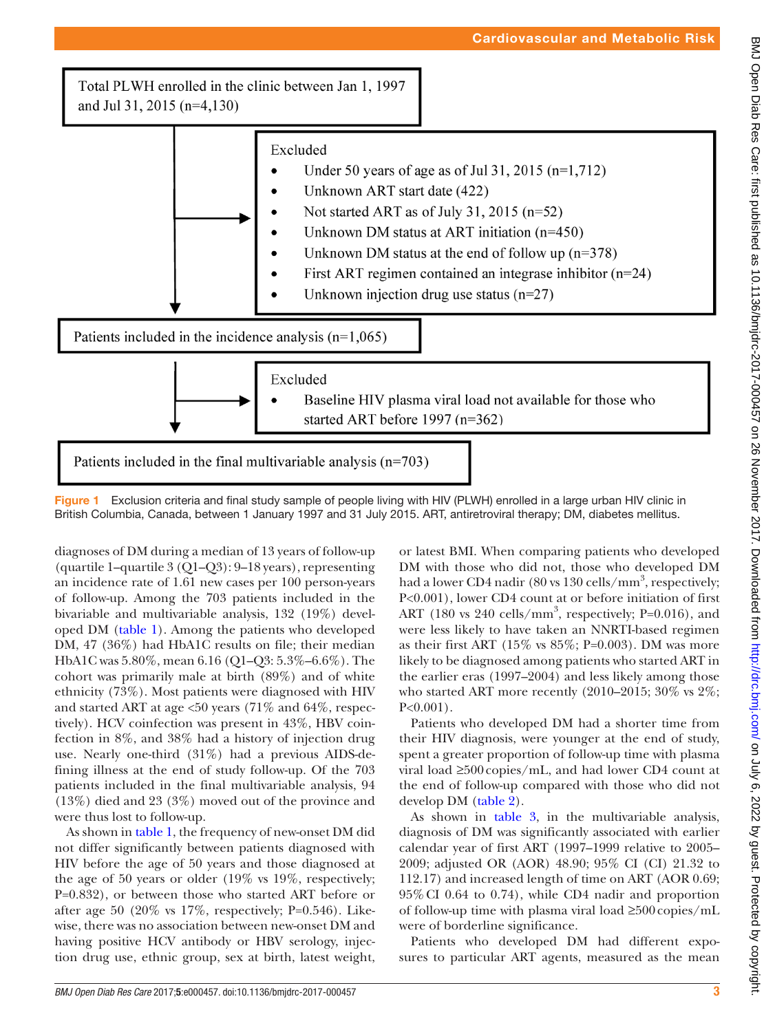Total PLWH enrolled in the clinic between Jan 1, 1997 and Jul 31, 2015 (n=4,130)

Excluded
- Under 50 years of age as of Jul 31, 2015 (n=1,712)
- Unknown ART start date (422)
- Not started ART as of July 31, 2015 (n=52)
- Unknown DM status at ART initiation (n=450)
- Unknown DM status at the end of follow up (n=378)
- First ART regimen contained an integrase inhibitor (n=24)
- Unknown injection drug use status (n=27)

Patients included in the incidence analysis (n=1,065)

Excluded
- Baseline HIV plasma viral load not available for those who started ART before 1997 (n=362)

Patients included in the final multivariable analysis (n=703)

**Figure 1** Exclusion criteria and final study sample of people living with HIV (PLWH) enrolled in a large urban HIV clinic in British Columbia, Canada, between 1 January 1997 and 31 July 2015. ART, antiretroviral therapy; DM, diabetes mellitus.

diagnoses of DM during a median of 13 years of follow-up (quartile 1–quartile 3 (Q1–Q3): 9–18 years), representing an incidence rate of 1.61 new cases per 100 person-years of follow-up. Among the 703 patients included in the bivariable and multivariable analysis, 132 (19%) developed DM (table 1). Among the patients who developed DM, 47 (36%) had HbA1C results on file; their median HbA1C was 5.80%, mean 6.16 (Q1–Q3: 5.3%–6.6%). The cohort was primarily male at birth (89%) and of white ethnicity (73%). Most patients were diagnosed with HIV and started ART at age <50 years (71% and 64%, respectively). HCV coinfection was present in 43%, HBV coinfection in 8%, and 38% had a history of injection drug use. Nearly one-third (31%) had a previous AIDS-defining illness at the end of study follow-up. Of the 703 patients included in the final multivariable analysis, 94 (13%) died and 23 (3%) moved out of the province and were thus lost to follow-up.

As shown in table 1, the frequency of new-onset DM did not differ significantly between patients diagnosed with HIV before the age of 50 years and those diagnosed at the age of 50 years or older (19% vs 19%, respectively; P=0.832), or between those who started ART before or after age 50 (20% vs 17%, respectively; P=0.546). Likewise, there was no association between new-onset DM and having positive HCV antibody or HBV serology, injection drug use, ethnic group, sex at birth, latest weight, or latest BMI. When comparing patients who developed DM with those who did not, those who developed DM had a lower CD4 nadir (80 vs 130 cells/mm$^3$, respectively; P<0.001), lower CD4 count at or before initiation of first ART (180 vs 240 cells/mm$^3$, respectively; P=0.016), and were less likely to have taken an NNRTI-based regimen as their first ART (15% vs 85%; P=0.003). DM was more likely to be diagnosed among patients who started ART in the earlier eras (1997–2004) and less likely among those who started ART more recently (2010–2015; 30% vs 2%; P<0.001).

Patients who developed DM had a shorter time from their HIV diagnosis, were younger at the end of study, spent a greater proportion of follow-up time with plasma viral load ≥500 copies/mL, and had lower CD4 count at the end of follow-up compared with those who did not develop DM (table 2).

As shown in table 3, in the multivariable analysis, diagnosis of DM was significantly associated with earlier calendar year of first ART (1997–1999 relative to 2005–2009; adjusted OR (AOR) 48.90; 95% CI (CI) 21.32 to 112.17) and increased length of time on ART (AOR 0.69; 95% CI 0.64 to 0.74), while CD4 nadir and proportion of follow-up time with plasma viral load ≥500 copies/mL were of borderline significance.

Patients who developed DM had different exposures to particular ART agents, measured as the mean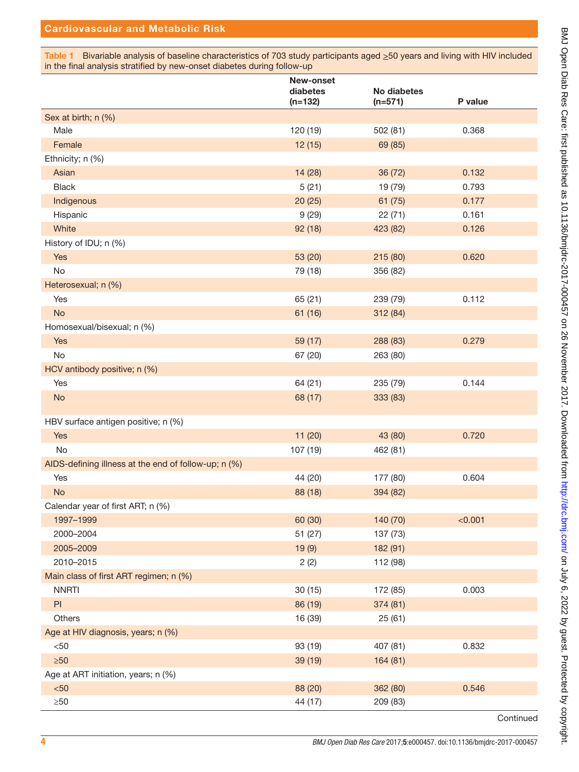**Table 1** Bivariable analysis of baseline characteristics of 703 study participants aged ≥50 years and living with HIV included in the final analysis stratified by new-onset diabetes during follow-up

| | New-onset diabetes (n=132) | No diabetes (n=571) | P value |
|---|---|---|---|
| Sex at birth; n (%) | | | |
| Male | 120 (19) | 502 (81) | 0.368 |
| Female | 12 (15) | 69 (85) | |
| Ethnicity; n (%) | | | |
| Asian | 14 (28) | 36 (72) | 0.132 |
| Black | 5 (21) | 19 (79) | 0.793 |
| Indigenous | 20 (25) | 61 (75) | 0.177 |
| Hispanic | 9 (29) | 22 (71) | 0.161 |
| White | 92 (18) | 423 (82) | 0.126 |
| History of IDU; n (%) | | | |
| Yes | 53 (20) | 215 (80) | 0.620 |
| No | 79 (18) | 356 (82) | |
| Heterosexual; n (%) | | | |
| Yes | 65 (21) | 239 (79) | 0.112 |
| No | 61 (16) | 312 (84) | |
| Homosexual/bisexual; n (%) | | | |
| Yes | 59 (17) | 288 (83) | 0.279 |
| No | 67 (20) | 263 (80) | |
| HCV antibody positive; n (%) | | | |
| Yes | 64 (21) | 235 (79) | 0.144 |
| No | 68 (17) | 333 (83) | |
| HBV surface antigen positive; n (%) | | | |
| Yes | 11 (20) | 43 (80) | 0.720 |
| No | 107 (19) | 462 (81) | |
| AIDS-defining illness at the end of follow-up; n (%) | | | |
| Yes | 44 (20) | 177 (80) | 0.604 |
| No | 88 (18) | 394 (82) | |
| Calendar year of first ART; n (%) | | | |
| 1997–1999 | 60 (30) | 140 (70) | <0.001 |
| 2000–2004 | 51 (27) | 137 (73) | |
| 2005–2009 | 19 (9) | 182 (91) | |
| 2010–2015 | 2 (2) | 112 (98) | |
| Main class of first ART regimen; n (%) | | | |
| NNRTI | 30 (15) | 172 (85) | 0.003 |
| PI | 86 (19) | 374 (81) | |
| Others | 16 (39) | 25 (61) | |
| Age at HIV diagnosis, years; n (%) | | | |
| <50 | 93 (19) | 407 (81) | 0.832 |
| ≥50 | 39 (19) | 164 (81) | |
| Age at ART initiation, years; n (%) | | | |
| <50 | 88 (20) | 362 (80) | 0.546 |
| ≥50 | 44 (17) | 209 (83) | |

Continued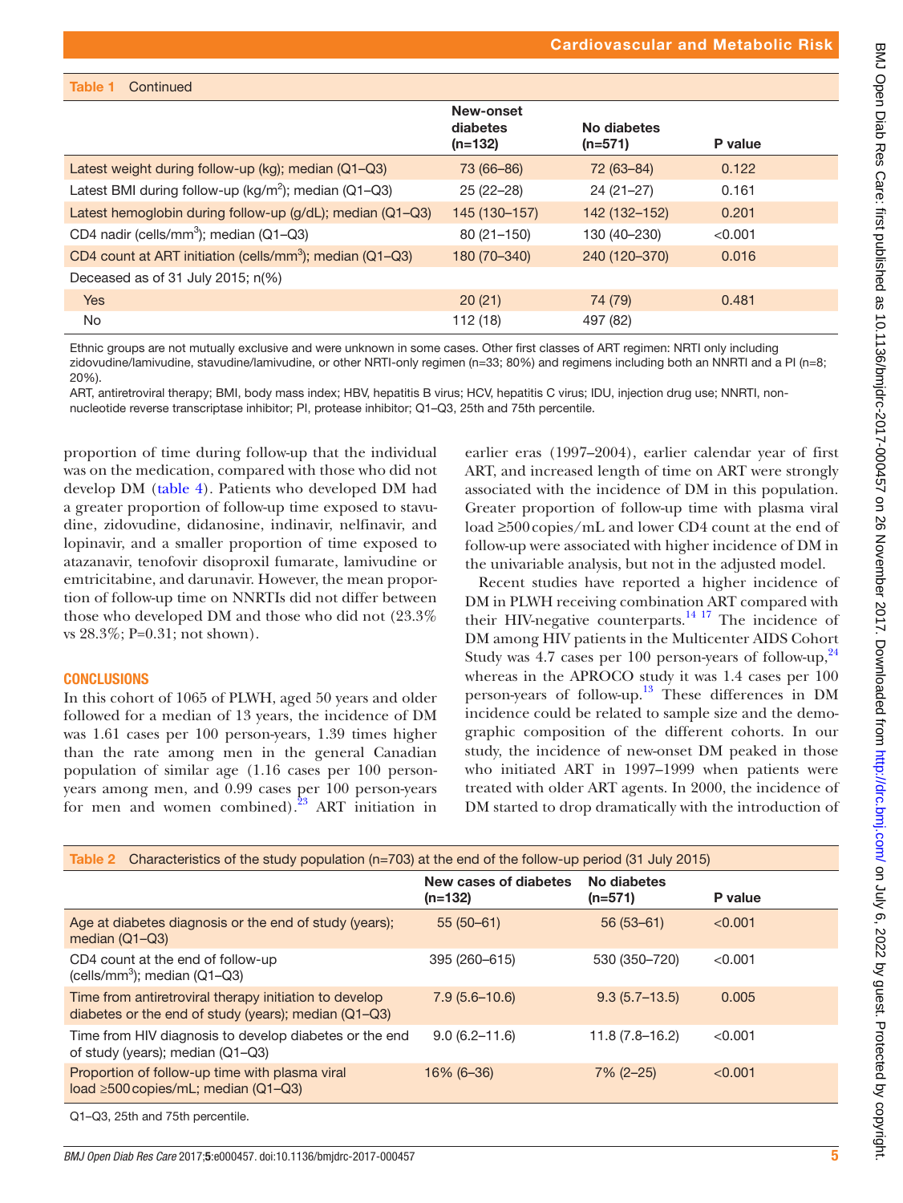**Table 1** Continued

| | New-onset diabetes (n=132) | No diabetes (n=571) | P value |
|---|---|---|---|
| Latest weight during follow-up (kg); median (Q1–Q3) | 73 (66–86) | 72 (63–84) | 0.122 |
| Latest BMI during follow-up (kg/m²); median (Q1–Q3) | 25 (22–28) | 24 (21–27) | 0.161 |
| Latest hemoglobin during follow-up (g/dL); median (Q1–Q3) | 145 (130–157) | 142 (132–152) | 0.201 |
| CD4 nadir (cells/mm³); median (Q1–Q3) | 80 (21–150) | 130 (40–230) | <0.001 |
| CD4 count at ART initiation (cells/mm³); median (Q1–Q3) | 180 (70–340) | 240 (120–370) | 0.016 |
| Deceased as of 31 July 2015; n(%) | | | |
| Yes | 20 (21) | 74 (79) | 0.481 |
| No | 112 (18) | 497 (82) | |

Ethnic groups are not mutually exclusive and were unknown in some cases. Other first classes of ART regimen: NRTI only including zidovudine/lamivudine, stavudine/lamivudine, or other NRTI-only regimen (n=33; 80%) and regimens including both an NNRTI and a PI (n=8; 20%).

ART, antiretroviral therapy; BMI, body mass index; HBV, hepatitis B virus; HCV, hepatitis C virus; IDU, injection drug use; NNRTI, non-nucleotide reverse transcriptase inhibitor; PI, protease inhibitor; Q1–Q3, 25th and 75th percentile.

proportion of time during follow-up that the individual was on the medication, compared with those who did not develop DM (table 4). Patients who developed DM had a greater proportion of follow-up time exposed to stavudine, zidovudine, didanosine, indinavir, nelfinavir, and lopinavir, and a smaller proportion of time exposed to atazanavir, tenofovir disoproxil fumarate, lamivudine or emtricitabine, and darunavir. However, the mean proportion of follow-up time on NNRTIs did not differ between those who developed DM and those who did not (23.3% vs 28.3%; P=0.31; not shown).

## CONCLUSIONS

In this cohort of 1065 of PLWH, aged 50 years and older followed for a median of 13 years, the incidence of DM was 1.61 cases per 100 person-years, 1.39 times higher than the rate among men in the general Canadian population of similar age (1.16 cases per 100 person-years among men, and 0.99 cases per 100 person-years for men and women combined).[23] ART initiation in earlier eras (1997–2004), earlier calendar year of first ART, and increased length of time on ART were strongly associated with the incidence of DM in this population. Greater proportion of follow-up time with plasma viral load ≥500 copies/mL and lower CD4 count at the end of follow-up were associated with higher incidence of DM in the univariable analysis, but not in the adjusted model.

Recent studies have reported a higher incidence of DM in PLWH receiving combination ART compared with their HIV-negative counterparts.[14 17] The incidence of DM among HIV patients in the Multicenter AIDS Cohort Study was 4.7 cases per 100 person-years of follow-up,[24] whereas in the APROCO study it was 1.4 cases per 100 person-years of follow-up.[13] These differences in DM incidence could be related to sample size and the demographic composition of the different cohorts. In our study, the incidence of new-onset DM peaked in those who initiated ART in 1997–1999 when patients were treated with older ART agents. In 2000, the incidence of DM started to drop dramatically with the introduction of

**Table 2** Characteristics of the study population (n=703) at the end of the follow-up period (31 July 2015)

| | New cases of diabetes (n=132) | No diabetes (n=571) | P value |
|---|---|---|---|
| Age at diabetes diagnosis or the end of study (years); median (Q1–Q3) | 55 (50–61) | 56 (53–61) | <0.001 |
| CD4 count at the end of follow-up (cells/mm³); median (Q1–Q3) | 395 (260–615) | 530 (350–720) | <0.001 |
| Time from antiretroviral therapy initiation to develop diabetes or the end of study (years); median (Q1–Q3) | 7.9 (5.6–10.6) | 9.3 (5.7–13.5) | 0.005 |
| Time from HIV diagnosis to develop diabetes or the end of study (years); median (Q1–Q3) | 9.0 (6.2–11.6) | 11.8 (7.8–16.2) | <0.001 |
| Proportion of follow-up time with plasma viral load ≥500 copies/mL; median (Q1–Q3) | 16% (6–36) | 7% (2–25) | <0.001 |

Q1–Q3, 25th and 75th percentile.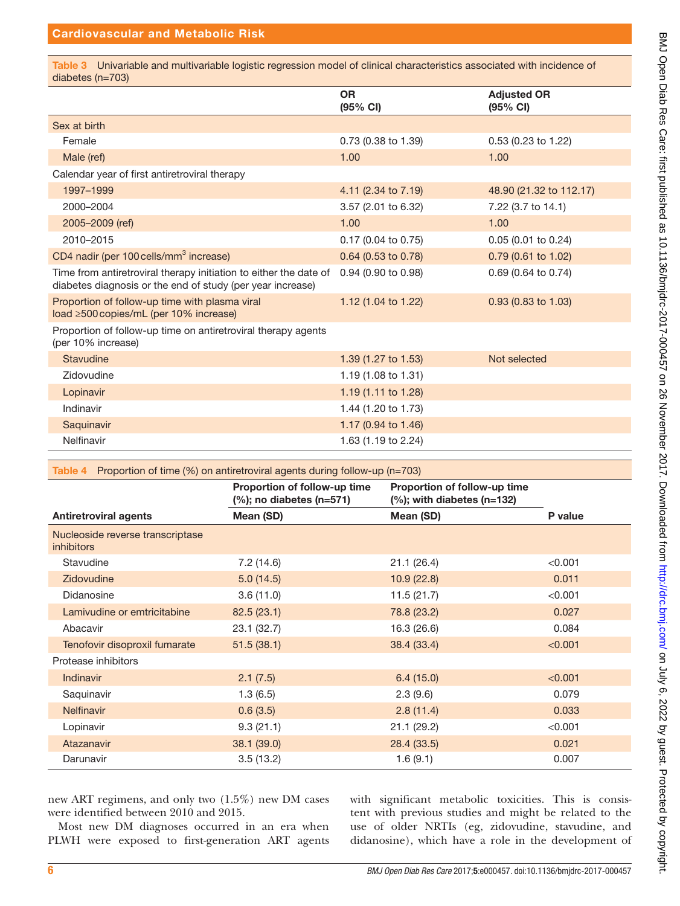Table 3 Univariable and multivariable logistic regression model of clinical characteristics associated with incidence of diabetes (n=703)

| | OR (95% CI) | Adjusted OR (95% CI) |
|---|---|---|
| Sex at birth | | |
| Female | 0.73 (0.38 to 1.39) | 0.53 (0.23 to 1.22) |
| Male (ref) | 1.00 | 1.00 |
| Calendar year of first antiretroviral therapy | | |
| 1997–1999 | 4.11 (2.34 to 7.19) | 48.90 (21.32 to 112.17) |
| 2000–2004 | 3.57 (2.01 to 6.32) | 7.22 (3.7 to 14.1) |
| 2005–2009 (ref) | 1.00 | 1.00 |
| 2010–2015 | 0.17 (0.04 to 0.75) | 0.05 (0.01 to 0.24) |
| CD4 nadir (per 100 cells/mm$^3$ increase) | 0.64 (0.53 to 0.78) | 0.79 (0.61 to 1.02) |
| Time from antiretroviral therapy initiation to either the date of diabetes diagnosis or the end of study (per year increase) | 0.94 (0.90 to 0.98) | 0.69 (0.64 to 0.74) |
| Proportion of follow-up time with plasma viral load ≥500 copies/mL (per 10% increase) | 1.12 (1.04 to 1.22) | 0.93 (0.83 to 1.03) |
| Proportion of follow-up time on antiretroviral therapy agents (per 10% increase) | | |
| Stavudine | 1.39 (1.27 to 1.53) | Not selected |
| Zidovudine | 1.19 (1.08 to 1.31) | |
| Lopinavir | 1.19 (1.11 to 1.28) | |
| Indinavir | 1.44 (1.20 to 1.73) | |
| Saquinavir | 1.17 (0.94 to 1.46) | |
| Nelfinavir | 1.63 (1.19 to 2.24) | |

Table 4 Proportion of time (%) on antiretroviral agents during follow-up (n=703)

| | Proportion of follow-up time (%); no diabetes (n=571) | Proportion of follow-up time (%); with diabetes (n=132) | |
|---|---|---|---|
| Antiretroviral agents | Mean (SD) | Mean (SD) | P value |
| Nucleoside reverse transcriptase inhibitors | | | |
| Stavudine | 7.2 (14.6) | 21.1 (26.4) | <0.001 |
| Zidovudine | 5.0 (14.5) | 10.9 (22.8) | 0.011 |
| Didanosine | 3.6 (11.0) | 11.5 (21.7) | <0.001 |
| Lamivudine or emtricitabine | 82.5 (23.1) | 78.8 (23.2) | 0.027 |
| Abacavir | 23.1 (32.7) | 16.3 (26.6) | 0.084 |
| Tenofovir disoproxil fumarate | 51.5 (38.1) | 38.4 (33.4) | <0.001 |
| Protease inhibitors | | | |
| Indinavir | 2.1 (7.5) | 6.4 (15.0) | <0.001 |
| Saquinavir | 1.3 (6.5) | 2.3 (9.6) | 0.079 |
| Nelfinavir | 0.6 (3.5) | 2.8 (11.4) | 0.033 |
| Lopinavir | 9.3 (21.1) | 21.1 (29.2) | <0.001 |
| Atazanavir | 38.1 (39.0) | 28.4 (33.5) | 0.021 |
| Darunavir | 3.5 (13.2) | 1.6 (9.1) | 0.007 |

new ART regimens, and only two (1.5%) new DM cases were identified between 2010 and 2015.

Most new DM diagnoses occurred in an era when PLWH were exposed to first-generation ART agents with significant metabolic toxicities. This is consistent with previous studies and might be related to the use of older NRTIs (eg, zidovudine, stavudine, and didanosine), which have a role in the development of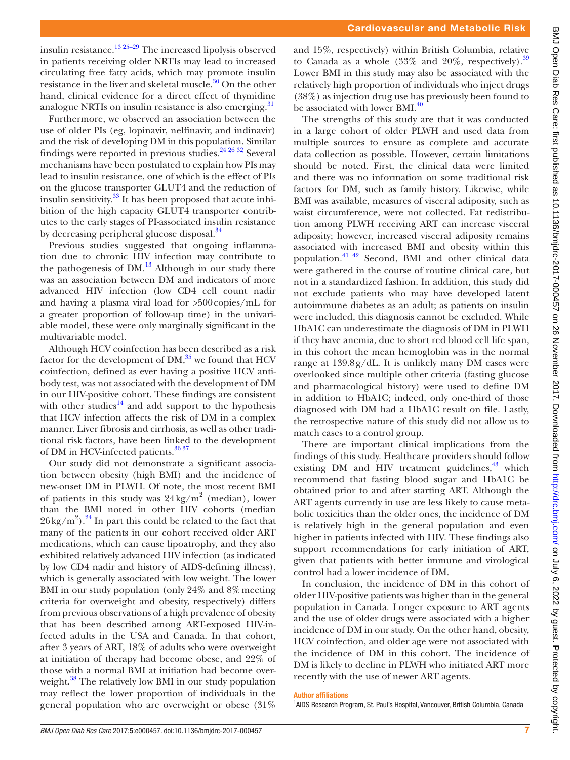insulin resistance.[13 25–29] The increased lipolysis observed in patients receiving older NRTIs may lead to increased circulating free fatty acids, which may promote insulin resistance in the liver and skeletal muscle.[30] On the other hand, clinical evidence for a direct effect of thymidine analogue NRTIs on insulin resistance is also emerging.[31]

Furthermore, we observed an association between the use of older PIs (eg, lopinavir, nelfinavir, and indinavir) and the risk of developing DM in this population. Similar findings were reported in previous studies.[24 26 32] Several mechanisms have been postulated to explain how PIs may lead to insulin resistance, one of which is the effect of PIs on the glucose transporter GLUT4 and the reduction of insulin sensitivity.[33] It has been proposed that acute inhibition of the high capacity GLUT4 transporter contributes to the early stages of PI-associated insulin resistance by decreasing peripheral glucose disposal.[34]

Previous studies suggested that ongoing inflammation due to chronic HIV infection may contribute to the pathogenesis of DM.[13] Although in our study there was an association between DM and indicators of more advanced HIV infection (low CD4 cell count nadir and having a plasma viral load for ≥500 copies/mL for a greater proportion of follow-up time) in the univariable model, these were only marginally significant in the multivariable model.

Although HCV coinfection has been described as a risk factor for the development of DM,[35] we found that HCV coinfection, defined as ever having a positive HCV antibody test, was not associated with the development of DM in our HIV-positive cohort. These findings are consistent with other studies[14] and add support to the hypothesis that HCV infection affects the risk of DM in a complex manner. Liver fibrosis and cirrhosis, as well as other traditional risk factors, have been linked to the development of DM in HCV-infected patients.[36 37]

Our study did not demonstrate a significant association between obesity (high BMI) and the incidence of new-onset DM in PLWH. Of note, the most recent BMI of patients in this study was 24 kg/m$^2$ (median), lower than the BMI noted in other HIV cohorts (median 26 kg/m$^2$).[24] In part this could be related to the fact that many of the patients in our cohort received older ART medications, which can cause lipoatrophy, and they also exhibited relatively advanced HIV infection (as indicated by low CD4 nadir and history of AIDS-defining illness), which is generally associated with low weight. The lower BMI in our study population (only 24% and 8% meeting criteria for overweight and obesity, respectively) differs from previous observations of a high prevalence of obesity that has been described among ART-exposed HIV-infected adults in the USA and Canada. In that cohort, after 3 years of ART, 18% of adults who were overweight at initiation of therapy had become obese, and 22% of those with a normal BMI at initiation had become overweight.[38] The relatively low BMI in our study population may reflect the lower proportion of individuals in the general population who are overweight or obese (31% and 15%, respectively) within British Columbia, relative to Canada as a whole (33% and 20%, respectively).[39] Lower BMI in this study may also be associated with the relatively high proportion of individuals who inject drugs (38%) as injection drug use has previously been found to be associated with lower BMI.[40]

The strengths of this study are that it was conducted in a large cohort of older PLWH and used data from multiple sources to ensure as complete and accurate data collection as possible. However, certain limitations should be noted. First, the clinical data were limited and there was no information on some traditional risk factors for DM, such as family history. Likewise, while BMI was available, measures of visceral adiposity, such as waist circumference, were not collected. Fat redistribution among PLWH receiving ART can increase visceral adiposity; however, increased visceral adiposity remains associated with increased BMI and obesity within this population.[41 42] Second, BMI and other clinical data were gathered in the course of routine clinical care, but not in a standardized fashion. In addition, this study did not exclude patients who may have developed latent autoimmune diabetes as an adult; as patients on insulin were included, this diagnosis cannot be excluded. While HbA1C can underestimate the diagnosis of DM in PLWH if they have anemia, due to short red blood cell life span, in this cohort the mean hemoglobin was in the normal range at 139.8 g/dL. It is unlikely many DM cases were overlooked since multiple other criteria (fasting glucose and pharmacological history) were used to define DM in addition to HbA1C; indeed, only one-third of those diagnosed with DM had a HbA1C result on file. Lastly, the retrospective nature of this study did not allow us to match cases to a control group.

There are important clinical implications from the findings of this study. Healthcare providers should follow existing DM and HIV treatment guidelines,[43] which recommend that fasting blood sugar and HbA1C be obtained prior to and after starting ART. Although the ART agents currently in use are less likely to cause metabolic toxicities than the older ones, the incidence of DM is relatively high in the general population and even higher in patients infected with HIV. These findings also support recommendations for early initiation of ART, given that patients with better immune and virological control had a lower incidence of DM.

In conclusion, the incidence of DM in this cohort of older HIV-positive patients was higher than in the general population in Canada. Longer exposure to ART agents and the use of older drugs were associated with a higher incidence of DM in our study. On the other hand, obesity, HCV coinfection, and older age were not associated with the incidence of DM in this cohort. The incidence of DM is likely to decline in PLWH who initiated ART more recently with the use of newer ART agents.

**Author affiliations**

[1]AIDS Research Program, St. Paul's Hospital, Vancouver, British Columbia, Canada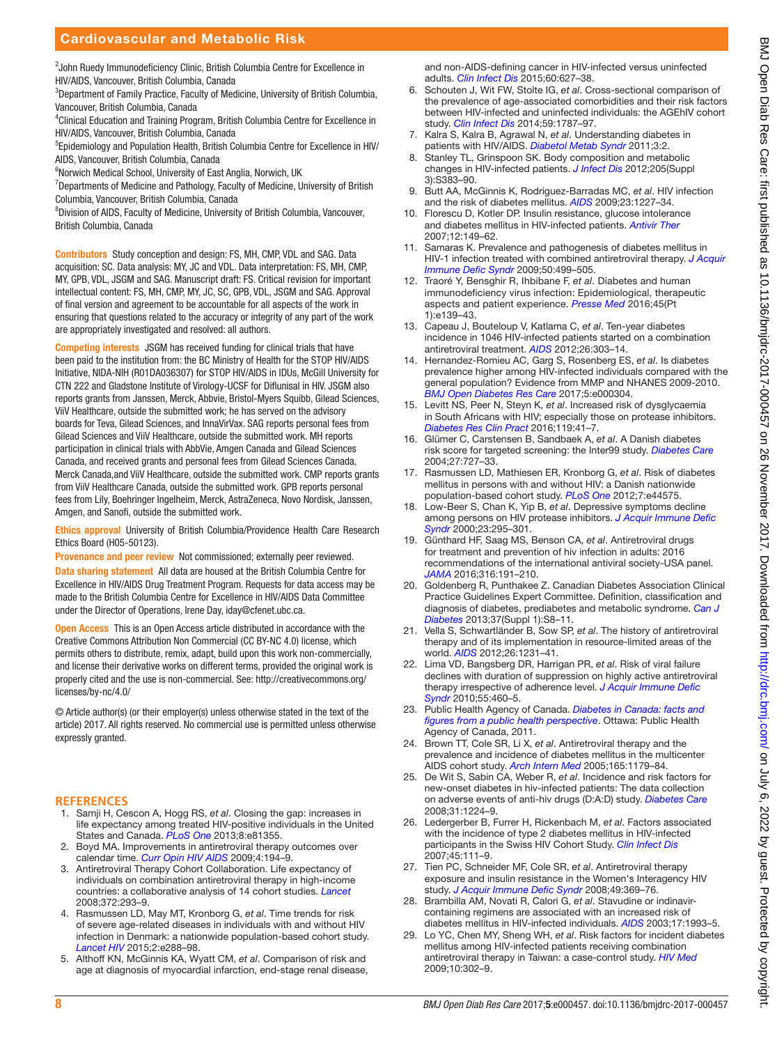[2]John Ruedy Immunodeficiency Clinic, British Columbia Centre for Excellence in HIV/AIDS, Vancouver, British Columbia, Canada
[3]Department of Family Practice, Faculty of Medicine, University of British Columbia, Vancouver, British Columbia, Canada
[4]Clinical Education and Training Program, British Columbia Centre for Excellence in HIV/AIDS, Vancouver, British Columbia, Canada
[5]Epidemiology and Population Health, British Columbia Centre for Excellence in HIV/AIDS, Vancouver, British Columbia, Canada
[6]Norwich Medical School, University of East Anglia, Norwich, UK
[7]Departments of Medicine and Pathology, Faculty of Medicine, University of British Columbia, Vancouver, British Columbia, Canada
[8]Division of AIDS, Faculty of Medicine, University of British Columbia, Vancouver, British Columbia, Canada

**Contributors** Study conception and design: FS, MH, CMP, VDL and SAG. Data acquisition: SC. Data analysis: MY, JC and VDL. Data interpretation: FS, MH, CMP, MY, GPB, VDL, JSGM and SAG. Manuscript draft: FS. Critical revision for important intellectual content: FS, MH, CMP, MY, JC, SC, GPB, VDL, JSGM and SAG. Approval of final version and agreement to be accountable for all aspects of the work in ensuring that questions related to the accuracy or integrity of any part of the work are appropriately investigated and resolved: all authors.

**Competing interests** JSGM has received funding for clinical trials that have been paid to the institution from: the BC Ministry of Health for the STOP HIV/AIDS Initiative, NIDA-NIH (R01DA036307) for STOP HIV/AIDS in IDUs, McGill University for CTN 222 and Gladstone Institute of Virology-UCSF for Diflunisal in HIV. JSGM also reports grants from Janssen, Merck, Abbvie, Bristol-Myers Squibb, Gilead Sciences, ViiV Healthcare, outside the submitted work; he has served on the advisory boards for Teva, Gilead Sciences, and InnaVirVax. SAG reports personal fees from Gilead Sciences and ViiV Healthcare, outside the submitted work. MH reports participation in clinical trials with AbbVie, Amgen Canada and Gilead Sciences Canada, and received grants and personal fees from Gilead Sciences Canada, Merck Canada,and ViiV Healthcare, outside the submitted work. CMP reports grants from ViiV Healthcare Canada, outside the submitted work. GPB reports personal fees from Lily, Boehringer Ingelheim, Merck, AstraZeneca, Novo Nordisk, Janssen, Amgen, and Sanofi, outside the submitted work.

**Ethics approval** University of British Columbia/Providence Health Care Research Ethics Board (H05-50123).

**Provenance and peer review** Not commissioned; externally peer reviewed.

**Data sharing statement** All data are housed at the British Columbia Centre for Excellence in HIV/AIDS Drug Treatment Program. Requests for data access may be made to the British Columbia Centre for Excellence in HIV/AIDS Data Committee under the Director of Operations, Irene Day, iday@cfenet.ubc.ca.

**Open Access** This is an Open Access article distributed in accordance with the Creative Commons Attribution Non Commercial (CC BY-NC 4.0) license, which permits others to distribute, remix, adapt, build upon this work non-commercially, and license their derivative works on different terms, provided the original work is properly cited and the use is non-commercial. See: http://creativecommons.org/licenses/by-nc/4.0/

© Article author(s) (or their employer(s) unless otherwise stated in the text of the article) 2017. All rights reserved. No commercial use is permitted unless otherwise expressly granted.

## REFERENCES

1. Samji H, Cescon A, Hogg RS, *et al*. Closing the gap: increases in life expectancy among treated HIV-positive individuals in the United States and Canada. *PLoS One* 2013;8:e81355.
2. Boyd MA. Improvements in antiretroviral therapy outcomes over calendar time. *Curr Opin HIV AIDS* 2009;4:194–9.
3. Antiretroviral Therapy Cohort Collaboration. Life expectancy of individuals on combination antiretroviral therapy in high-income countries: a collaborative analysis of 14 cohort studies. *Lancet* 2008;372:293–9.
4. Rasmussen LD, May MT, Kronborg G, *et al*. Time trends for risk of severe age-related diseases in individuals with and without HIV infection in Denmark: a nationwide population-based cohort study. *Lancet HIV* 2015;2:e288–98.
5. Althoff KN, McGinnis KA, Wyatt CM, *et al*. Comparison of risk and age at diagnosis of myocardial infarction, end-stage renal disease, and non-AIDS-defining cancer in HIV-infected versus uninfected adults. *Clin Infect Dis* 2015;60:627–38.
6. Schouten J, Wit FW, Stolte IG, *et al*. Cross-sectional comparison of the prevalence of age-associated comorbidities and their risk factors between HIV-infected and uninfected individuals: the AGEhIV cohort study. *Clin Infect Dis* 2014;59:1787–97.
7. Kalra S, Kalra B, Agrawal N, *et al*. Understanding diabetes in patients with HIV/AIDS. *Diabetol Metab Syndr* 2011;3:2.
8. Stanley TL, Grinspoon SK. Body composition and metabolic changes in HIV-infected patients. *J Infect Dis* 2012;205(Suppl 3):S383–90.
9. Butt AA, McGinnis K, Rodriguez-Barradas MC, *et al*. HIV infection and the risk of diabetes mellitus. *AIDS* 2009;23:1227–34.
10. Florescu D, Kotler DP. Insulin resistance, glucose intolerance and diabetes mellitus in HIV-infected patients. *Antivir Ther* 2007;12:149–62.
11. Samaras K. Prevalence and pathogenesis of diabetes mellitus in HIV-1 infection treated with combined antiretroviral therapy. *J Acquir Immune Defic Syndr* 2009;50:499–505.
12. Traoré Y, Bensghir R, Ihbibane F, *et al*. Diabetes and human immunodeficiency virus infection: Epidemiological, therapeutic aspects and patient experience. *Presse Med* 2016;45(Pt 1):e139–43.
13. Capeau J, Bouteloup V, Katlama C, *et al*. Ten-year diabetes incidence in 1046 HIV-infected patients started on a combination antiretroviral treatment. *AIDS* 2012;26:303–14.
14. Hernandez-Romieu AC, Garg S, Rosenberg ES, *et al*. Is diabetes prevalence higher among HIV-infected individuals compared with the general population? Evidence from MMP and NHANES 2009-2010. *BMJ Open Diabetes Res Care* 2017;5:e000304.
15. Levitt NS, Peer N, Steyn K, *et al*. Increased risk of dysglycaemia in South Africans with HIV; especially those on protease inhibitors. *Diabetes Res Clin Pract* 2016;119:41–7.
16. Glümer C, Carstensen B, Sandbaek A, *et al*. A Danish diabetes risk score for targeted screening: the Inter99 study. *Diabetes Care* 2004;27:727–33.
17. Rasmussen LD, Mathiesen ER, Kronborg G, *et al*. Risk of diabetes mellitus in persons with and without HIV: a Danish nationwide population-based cohort study. *PLoS One* 2012;7:e44575.
18. Low-Beer S, Chan K, Yip B, *et al*. Depressive symptoms decline among persons on HIV protease inhibitors. *J Acquir Immune Defic Syndr* 2000;23:295–301.
19. Günthard HF, Saag MS, Benson CA, *et al*. Antiretroviral drugs for treatment and prevention of hiv infection in adults: 2016 recommendations of the international antiviral society-USA panel. *JAMA* 2016;316:191–210.
20. Goldenberg R, Punthakee Z. Canadian Diabetes Association Clinical Practice Guidelines Expert Committee. Definition, classification and diagnosis of diabetes, prediabetes and metabolic syndrome. *Can J Diabetes* 2013;37(Suppl 1):S8–11.
21. Vella S, Schwartländer B, Sow SP, *et al*. The history of antiretroviral therapy and of its implementation in resource-limited areas of the world. *AIDS* 2012;26:1231–41.
22. Lima VD, Bangsberg DR, Harrigan PR, *et al*. Risk of viral failure declines with duration of suppression on highly active antiretroviral therapy irrespective of adherence level. *J Acquir Immune Defic Syndr* 2010;55:460–5.
23. Public Health Agency of Canada. *Diabetes in Canada: facts and figures from a public health perspective*. Ottawa: Public Health Agency of Canada, 2011.
24. Brown TT, Cole SR, Li X, *et al*. Antiretroviral therapy and the prevalence and incidence of diabetes mellitus in the multicenter AIDS cohort study. *Arch Intern Med* 2005;165:1179–84.
25. De Wit S, Sabin CA, Weber R, *et al*. Incidence and risk factors for new-onset diabetes in hiv-infected patients: The data collection on adverse events of anti-hiv drugs (D:A:D) study. *Diabetes Care* 2008;31:1224–9.
26. Ledergerber B, Furrer H, Rickenbach M, *et al*. Factors associated with the incidence of type 2 diabetes mellitus in HIV-infected participants in the Swiss HIV Cohort Study. *Clin Infect Dis* 2007;45:111–9.
27. Tien PC, Schneider MF, Cole SR, *et al*. Antiretroviral therapy exposure and insulin resistance in the Women's Interagency HIV study. *J Acquir Immune Defic Syndr* 2008;49:369–76.
28. Brambilla AM, Novati R, Calori G, *et al*. Stavudine or indinavir-containing regimens are associated with an increased risk of diabetes mellitus in HIV-infected individuals. *AIDS* 2003;17:1993–5.
29. Lo YC, Chen MY, Sheng WH, *et al*. Risk factors for incident diabetes mellitus among HIV-infected patients receiving combination antiretroviral therapy in Taiwan: a case-control study. *HIV Med* 2009;10:302–9.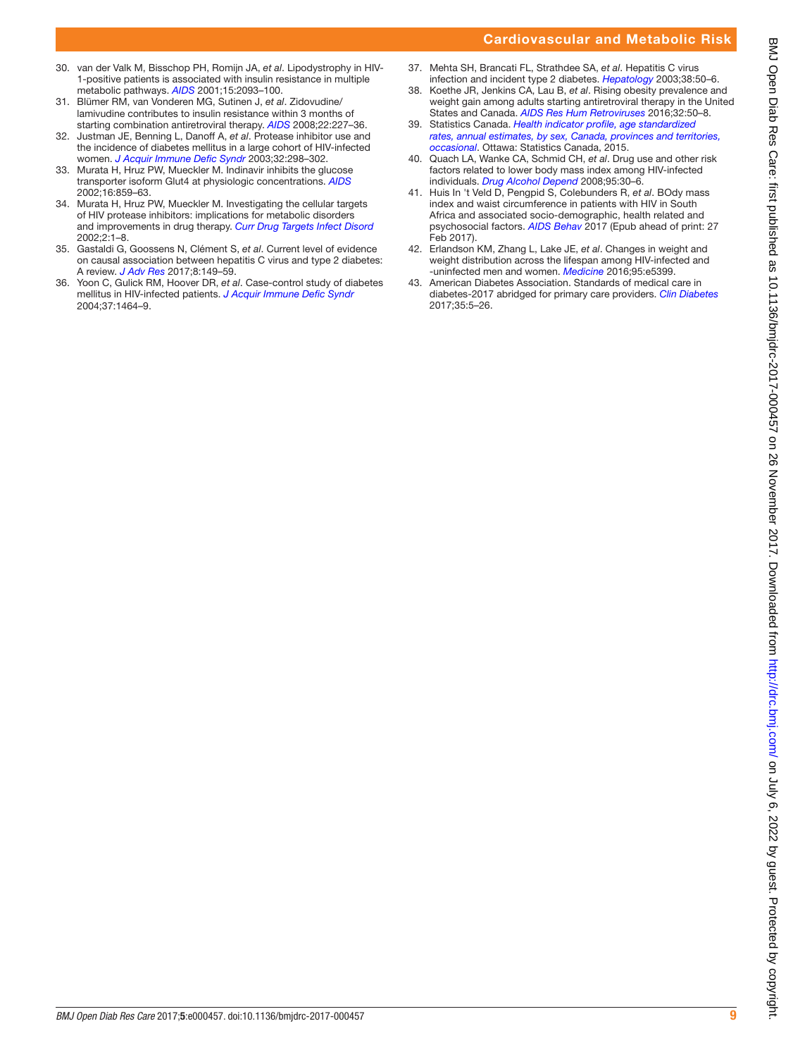30. van der Valk M, Bisschop PH, Romijn JA, *et al*. Lipodystrophy in HIV-1-positive patients is associated with insulin resistance in multiple metabolic pathways. *AIDS* 2001;15:2093–100.
31. Blümer RM, van Vonderen MG, Sutinen J, *et al*. Zidovudine/lamivudine contributes to insulin resistance within 3 months of starting combination antiretroviral therapy. *AIDS* 2008;22:227–36.
32. Justman JE, Benning L, Danoff A, *et al*. Protease inhibitor use and the incidence of diabetes mellitus in a large cohort of HIV-infected women. *J Acquir Immune Defic Syndr* 2003;32:298–302.
33. Murata H, Hruz PW, Mueckler M. Indinavir inhibits the glucose transporter isoform Glut4 at physiologic concentrations. *AIDS* 2002;16:859–63.
34. Murata H, Hruz PW, Mueckler M. Investigating the cellular targets of HIV protease inhibitors: implications for metabolic disorders and improvements in drug therapy. *Curr Drug Targets Infect Disord* 2002;2:1–8.
35. Gastaldi G, Goossens N, Clément S, *et al*. Current level of evidence on causal association between hepatitis C virus and type 2 diabetes: A review. *J Adv Res* 2017;8:149–59.
36. Yoon C, Gulick RM, Hoover DR, *et al*. Case-control study of diabetes mellitus in HIV-infected patients. *J Acquir Immune Defic Syndr* 2004;37:1464–9.
37. Mehta SH, Brancati FL, Strathdee SA, *et al*. Hepatitis C virus infection and incident type 2 diabetes. *Hepatology* 2003;38:50–6.
38. Koethe JR, Jenkins CA, Lau B, *et al*. Rising obesity prevalence and weight gain among adults starting antiretroviral therapy in the United States and Canada. *AIDS Res Hum Retroviruses* 2016;32:50–8.
39. Statistics Canada. *Health indicator profile, age standardized rates, annual estimates, by sex, Canada, provinces and territories, occasional*. Ottawa: Statistics Canada, 2015.
40. Quach LA, Wanke CA, Schmid CH, *et al*. Drug use and other risk factors related to lower body mass index among HIV-infected individuals. *Drug Alcohol Depend* 2008;95:30–6.
41. Huis In 't Veld D, Pengpid S, Colebunders R, *et al*. BOdy mass index and waist circumference in patients with HIV in South Africa and associated socio-demographic, health related and psychosocial factors. *AIDS Behav* 2017 (Epub ahead of print: 27 Feb 2017).
42. Erlandson KM, Zhang L, Lake JE, *et al*. Changes in weight and weight distribution across the lifespan among HIV-infected and -uninfected men and women. *Medicine* 2016;95:e5399.
43. American Diabetes Association. Standards of medical care in diabetes-2017 abridged for primary care providers. *Clin Diabetes* 2017;35:5–26.